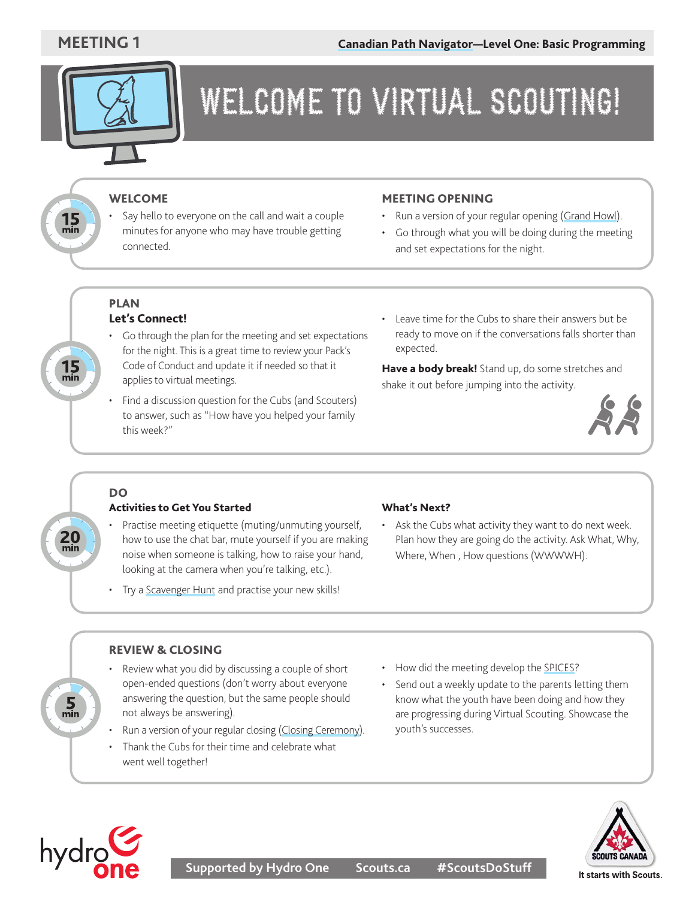# WELCOME TO VIRTUAL SCOUTING!

Meeting 1 — Canadian Path Navigator—Level One: Basic Programming

## WELCOME

15 min

- Say hello to everyone on the call and wait a couple minutes for anyone who may have trouble getting connected.

## MEETING OPENING

- Run a version of your regular opening (Grand Howl).
- Go through what you will be doing during the meeting and set expectations for the night.

## PLAN

15 min

### Let's Connect!

- Go through the plan for the meeting and set expectations for the night. This is a great time to review your Pack's Code of Conduct and update it if needed so that it applies to virtual meetings.
- Find a discussion question for the Cubs (and Scouters) to answer, such as "How have you helped your family this week?"
- Leave time for the Cubs to share their answers but be ready to move on if the conversations falls shorter than expected.

**Have a body break!** Stand up, do some stretches and shake it out before jumping into the activity.

## DO

20 min

### Activities to Get You Started

- Practise meeting etiquette (muting/unmuting yourself, how to use the chat bar, mute yourself if you are making noise when someone is talking, how to raise your hand, looking at the camera when you're talking, etc.).
- Try a Scavenger Hunt and practise your new skills!

### What's Next?

- Ask the Cubs what activity they want to do next week. Plan how they are going do the activity. Ask What, Why, Where, When , How questions (WWWWH).

## REVIEW & CLOSING

5 min

- Review what you did by discussing a couple of short open-ended questions (don't worry about everyone answering the question, but the same people should not always be answering).
- Run a version of your regular closing (Closing Ceremony).
- Thank the Cubs for their time and celebrate what went well together!
- How did the meeting develop the SPICES?
- Send out a weekly update to the parents letting them know what the youth have been doing and how they are progressing during Virtual Scouting. Showcase the youth's successes.

Supported by Hydro One | Scouts.ca | #ScoutsDoStuff

It starts with Scouts.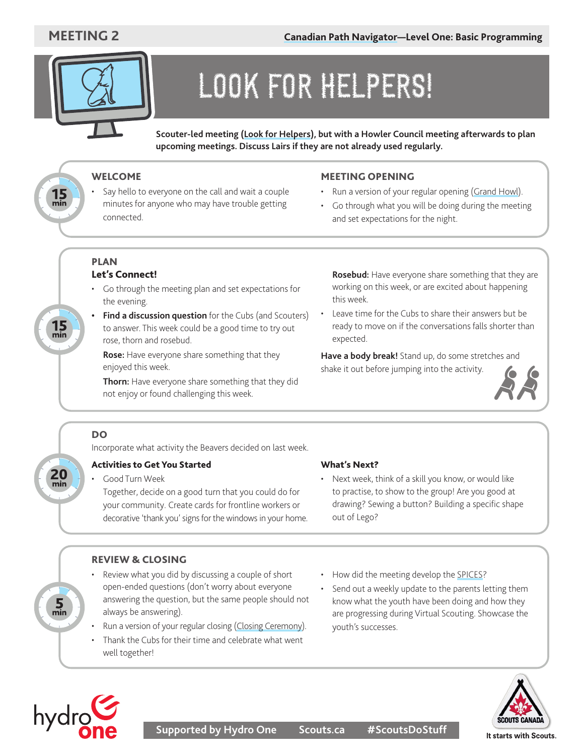MEETING 2

# LOOK FOR HELPERS!

**Scouter-led meeting (Look for Helpers), but with a Howler Council meeting afterwards to plan upcoming meetings. Discuss Lairs if they are not already used regularly.**

15 min

## WELCOME

- Say hello to everyone on the call and wait a couple minutes for anyone who may have trouble getting connected.

## MEETING OPENING

- Run a version of your regular opening (Grand Howl).
- Go through what you will be doing during the meeting and set expectations for the night.

15 min

## PLAN

### Let's Connect!

- Go through the meeting plan and set expectations for the evening.
- **Find a discussion question** for the Cubs (and Scouters) to answer. This week could be a good time to try out rose, thorn and rosebud.

  **Rose:** Have everyone share something that they enjoyed this week.

  **Thorn:** Have everyone share something that they did not enjoy or found challenging this week.

  **Rosebud:** Have everyone share something that they are working on this week, or are excited about happening this week.
- Leave time for the Cubs to share their answers but be ready to move on if the conversations falls shorter than expected.

**Have a body break!** Stand up, do some stretches and shake it out before jumping into the activity.

20 min

## DO

Incorporate what activity the Beavers decided on last week.

### Activities to Get You Started

- Good Turn Week

  Together, decide on a good turn that you could do for your community. Create cards for frontline workers or decorative 'thank you' signs for the windows in your home.

### What's Next?

- Next week, think of a skill you know, or would like to practise, to show to the group! Are you good at drawing? Sewing a button? Building a specific shape out of Lego?

5 min

## REVIEW & CLOSING

- Review what you did by discussing a couple of short open-ended questions (don't worry about everyone answering the question, but the same people should not always be answering).
- Run a version of your regular closing (Closing Ceremony).
- Thank the Cubs for their time and celebrate what went well together!
- How did the meeting develop the SPICES?
- Send out a weekly update to the parents letting them know what the youth have been doing and how they are progressing during Virtual Scouting. Showcase the youth's successes.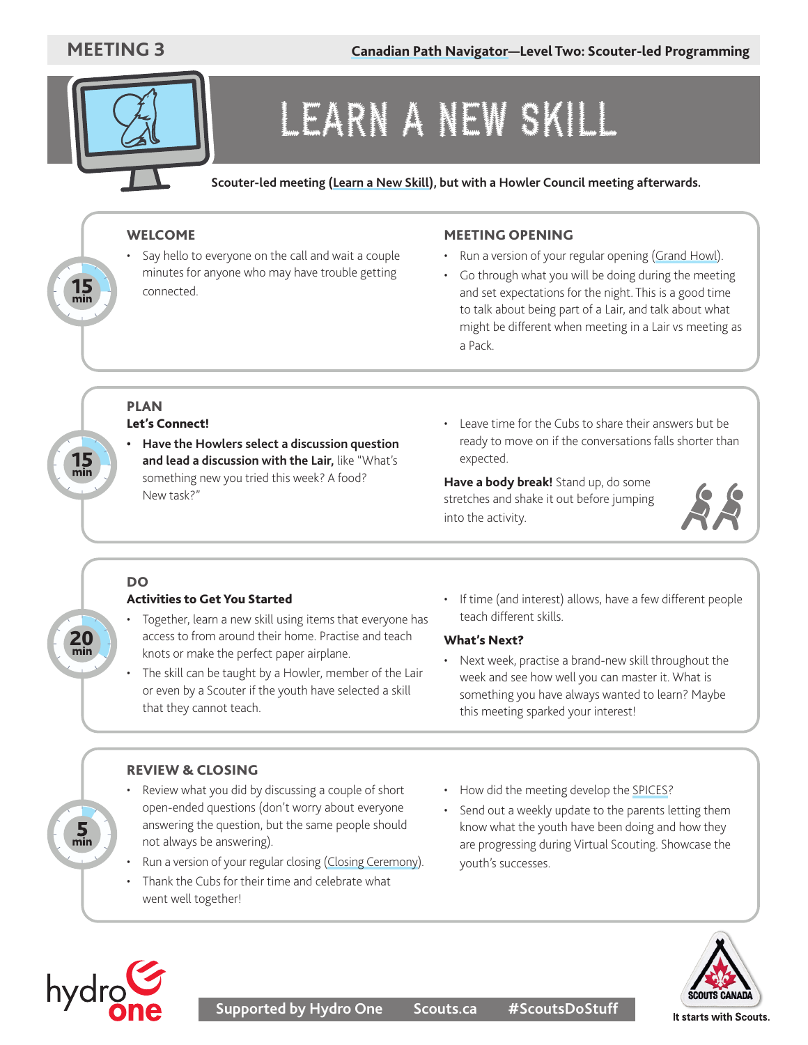# LEARN A NEW SKILL

**Scouter-led meeting (Learn a New Skill), but with a Howler Council meeting afterwards.**

15 min

## WELCOME

- Say hello to everyone on the call and wait a couple minutes for anyone who may have trouble getting connected.

## MEETING OPENING

- Run a version of your regular opening (Grand Howl).
- Go through what you will be doing during the meeting and set expectations for the night. This is a good time to talk about being part of a Lair, and talk about what might be different when meeting in a Lair vs meeting as a Pack.

15 min

## PLAN

### Let's Connect!

- **Have the Howlers select a discussion question and lead a discussion with the Lair,** like "What's something new you tried this week? A food? New task?"
- Leave time for the Cubs to share their answers but be ready to move on if the conversations falls shorter than expected.

**Have a body break!** Stand up, do some stretches and shake it out before jumping into the activity.

20 min

## DO

### Activities to Get You Started

- Together, learn a new skill using items that everyone has access to from around their home. Practise and teach knots or make the perfect paper airplane.
- The skill can be taught by a Howler, member of the Lair or even by a Scouter if the youth have selected a skill that they cannot teach.
- If time (and interest) allows, have a few different people teach different skills.

### What's Next?

- Next week, practise a brand-new skill throughout the week and see how well you can master it. What is something you have always wanted to learn? Maybe this meeting sparked your interest!

5 min

## REVIEW & CLOSING

- Review what you did by discussing a couple of short open-ended questions (don't worry about everyone answering the question, but the same people should not always be answering).
- Run a version of your regular closing (Closing Ceremony).
- Thank the Cubs for their time and celebrate what went well together!
- How did the meeting develop the SPICES?
- Send out a weekly update to the parents letting them know what the youth have been doing and how they are progressing during Virtual Scouting. Showcase the youth's successes.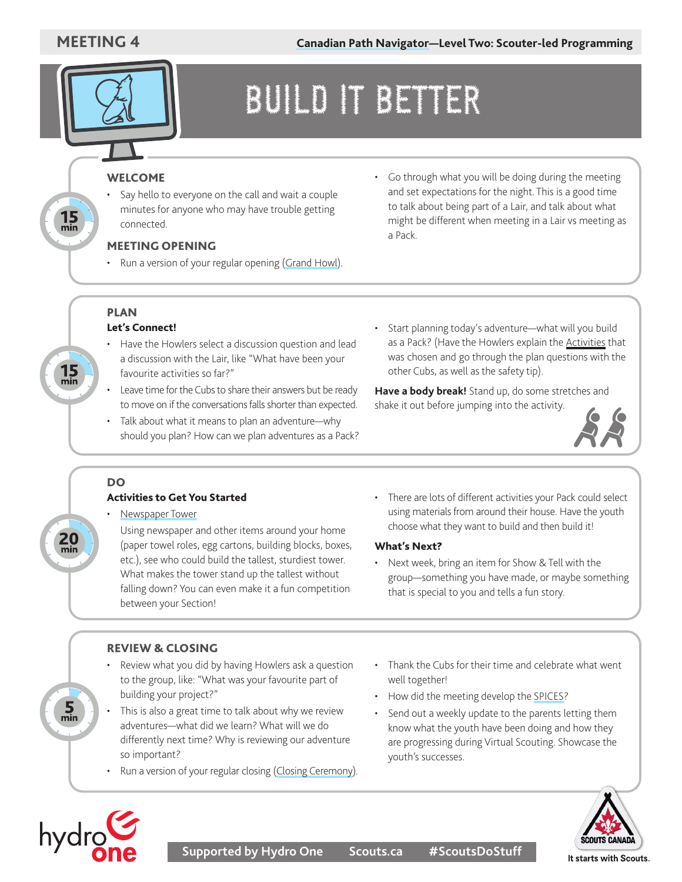# MEETING 4

**Canadian Path Navigator—Level Two: Scouter-led Programming**

# BUILD IT BETTER

## WELCOME

15 min

- Say hello to everyone on the call and wait a couple minutes for anyone who may have trouble getting connected.

## MEETING OPENING

- Run a version of your regular opening (Grand Howl).
- Go through what you will be doing during the meeting and set expectations for the night. This is a good time to talk about being part of a Lair, and talk about what might be different when meeting in a Lair vs meeting as a Pack.

## PLAN

15 min

### Let's Connect!

- Have the Howlers select a discussion question and lead a discussion with the Lair, like "What have been your favourite activities so far?"
- Leave time for the Cubs to share their answers but be ready to move on if the conversations falls shorter than expected.
- Talk about what it means to plan an adventure—why should you plan? How can we plan adventures as a Pack?
- Start planning today's adventure—what will you build as a Pack? (Have the Howlers explain the Activities that was chosen and go through the plan questions with the other Cubs, as well as the safety tip).

**Have a body break!** Stand up, do some stretches and shake it out before jumping into the activity.

## DO

20 min

### Activities to Get You Started

- Newspaper Tower

  Using newspaper and other items around your home (paper towel roles, egg cartons, building blocks, boxes, etc.), see who could build the tallest, sturdiest tower. What makes the tower stand up the tallest without falling down? You can even make it a fun competition between your Section!
- There are lots of different activities your Pack could select using materials from around their house. Have the youth choose what they want to build and then build it!

### What's Next?

- Next week, bring an item for Show & Tell with the group—something you have made, or maybe something that is special to you and tells a fun story.

## REVIEW & CLOSING

5 min

- Review what you did by having Howlers ask a question to the group, like: "What was your favourite part of building your project?"
- This is also a great time to talk about why we review adventures—what did we learn? What will we do differently next time? Why is reviewing our adventure so important?
- Run a version of your regular closing (Closing Ceremony).
- Thank the Cubs for their time and celebrate what went well together!
- How did the meeting develop the SPICES?
- Send out a weekly update to the parents letting them know what the youth have been doing and how they are progressing during Virtual Scouting. Showcase the youth's successes.

Supported by Hydro One Scouts.ca #ScoutsDoStuff

It starts with Scouts.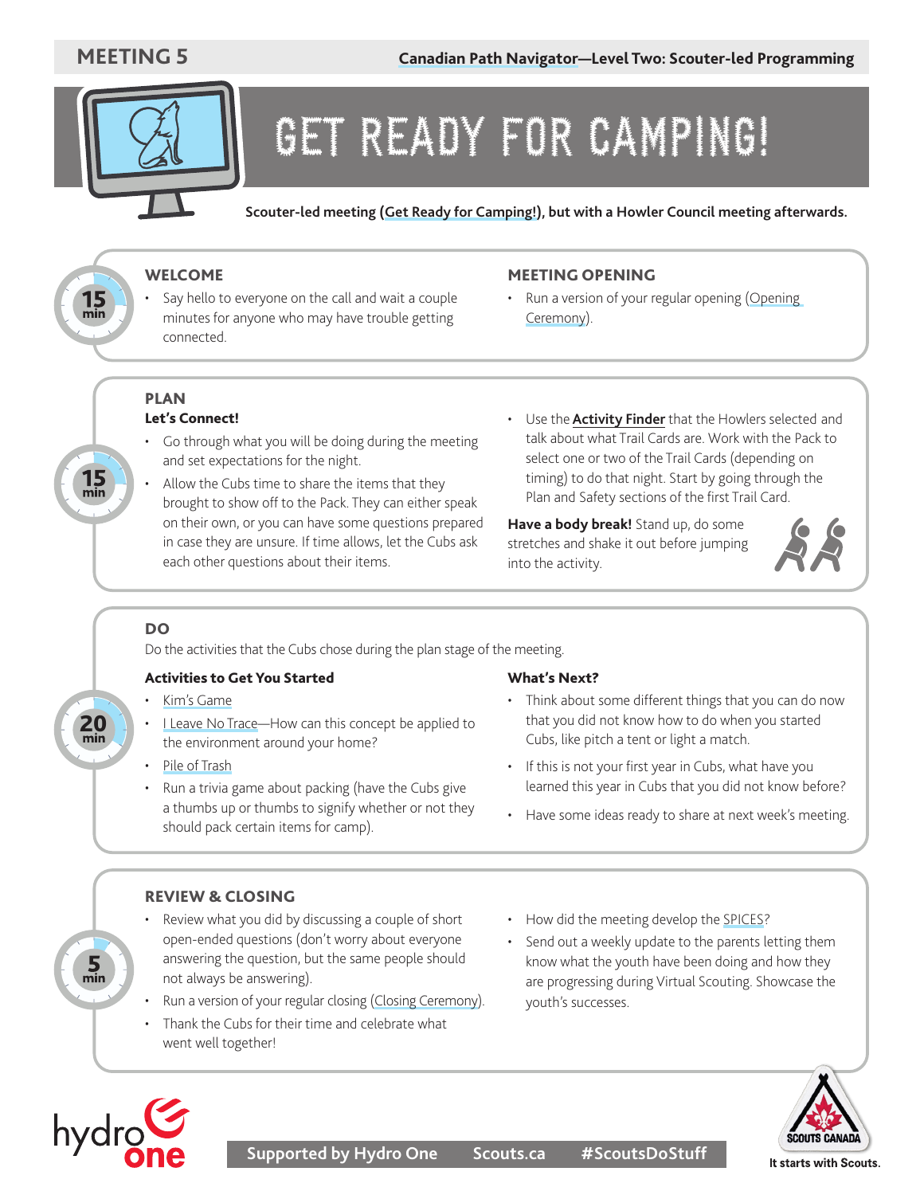# MEETING 5

**Canadian Path Navigator—Level Two: Scouter-led Programming**

# GET READY FOR CAMPING!

**Scouter-led meeting (Get Ready for Camping!), but with a Howler Council meeting afterwards.**

15 min

## WELCOME

- Say hello to everyone on the call and wait a couple minutes for anyone who may have trouble getting connected.

## MEETING OPENING

- Run a version of your regular opening (Opening Ceremony).

15 min

## PLAN

**Let's Connect!**

- Go through what you will be doing during the meeting and set expectations for the night.
- Allow the Cubs time to share the items that they brought to show off to the Pack. They can either speak on their own, or you can have some questions prepared in case they are unsure. If time allows, let the Cubs ask each other questions about their items.
- Use the **Activity Finder** that the Howlers selected and talk about what Trail Cards are. Work with the Pack to select one or two of the Trail Cards (depending on timing) to do that night. Start by going through the Plan and Safety sections of the first Trail Card.

**Have a body break!** Stand up, do some stretches and shake it out before jumping into the activity.

20 min

## DO

Do the activities that the Cubs chose during the plan stage of the meeting.

**Activities to Get You Started**

- Kim's Game
- I Leave No Trace—How can this concept be applied to the environment around your home?
- Pile of Trash
- Run a trivia game about packing (have the Cubs give a thumbs up or thumbs to signify whether or not they should pack certain items for camp).

**What's Next?**

- Think about some different things that you can do now that you did not know how to do when you started Cubs, like pitch a tent or light a match.
- If this is not your first year in Cubs, what have you learned this year in Cubs that you did not know before?
- Have some ideas ready to share at next week's meeting.

5 min

## REVIEW & CLOSING

- Review what you did by discussing a couple of short open-ended questions (don't worry about everyone answering the question, but the same people should not always be answering).
- Run a version of your regular closing (Closing Ceremony).
- Thank the Cubs for their time and celebrate what went well together!
- How did the meeting develop the SPICES?
- Send out a weekly update to the parents letting them know what the youth have been doing and how they are progressing during Virtual Scouting. Showcase the youth's successes.

Supported by Hydro One   Scouts.ca   #ScoutsDoStuff

It starts with Scouts.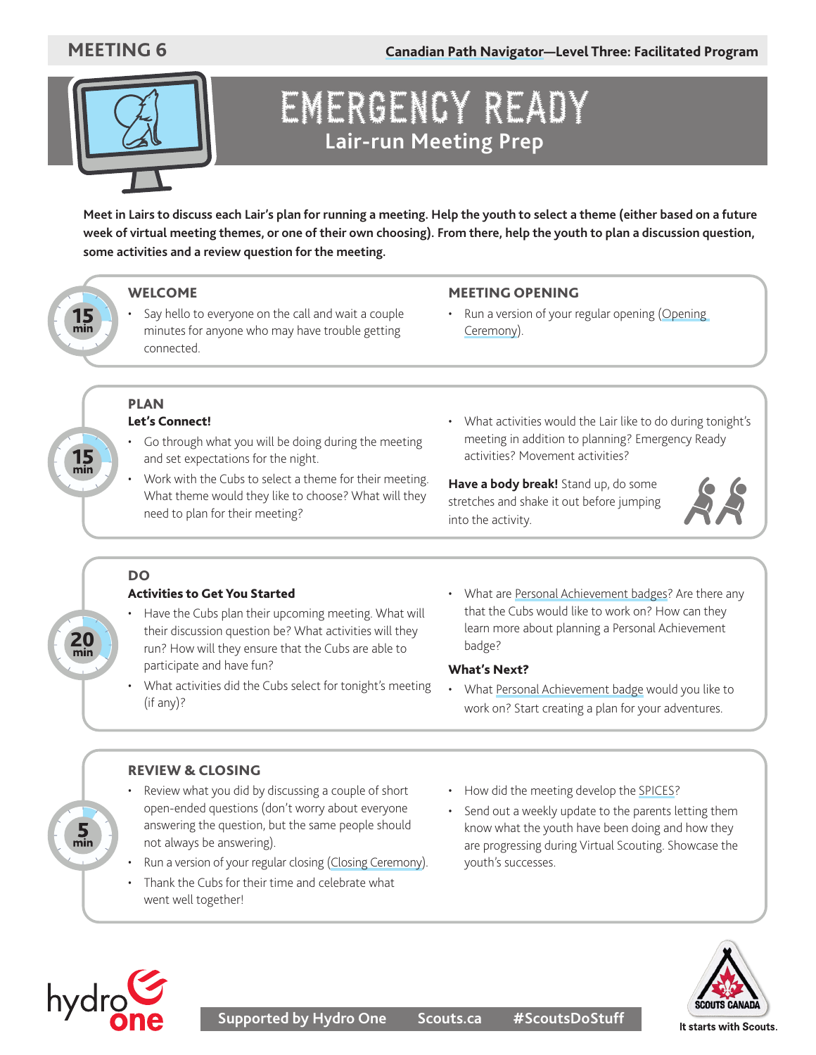# MEETING 6

# EMERGENCY READY

## Lair-run Meeting Prep

**Meet in Lairs to discuss each Lair's plan for running a meeting. Help the youth to select a theme (either based on a future week of virtual meeting themes, or one of their own choosing). From there, help the youth to plan a discussion question, some activities and a review question for the meeting.**

15 min

### WELCOME

- Say hello to everyone on the call and wait a couple minutes for anyone who may have trouble getting connected.

### MEETING OPENING

- Run a version of your regular opening (Opening Ceremony).

15 min

### PLAN

**Let's Connect!**

- Go through what you will be doing during the meeting and set expectations for the night.
- Work with the Cubs to select a theme for their meeting. What theme would they like to choose? What will they need to plan for their meeting?
- What activities would the Lair like to do during tonight's meeting in addition to planning? Emergency Ready activities? Movement activities?

**Have a body break!** Stand up, do some stretches and shake it out before jumping into the activity.

20 min

### DO

**Activities to Get You Started**

- Have the Cubs plan their upcoming meeting. What will their discussion question be? What activities will they run? How will they ensure that the Cubs are able to participate and have fun?
- What activities did the Cubs select for tonight's meeting (if any)?
- What are Personal Achievement badges? Are there any that the Cubs would like to work on? How can they learn more about planning a Personal Achievement badge?

**What's Next?**

- What Personal Achievement badge would you like to work on? Start creating a plan for your adventures.

5 min

### REVIEW & CLOSING

- Review what you did by discussing a couple of short open-ended questions (don't worry about everyone answering the question, but the same people should not always be answering).
- Run a version of your regular closing (Closing Ceremony).
- Thank the Cubs for their time and celebrate what went well together!
- How did the meeting develop the SPICES?
- Send out a weekly update to the parents letting them know what the youth have been doing and how they are progressing during Virtual Scouting. Showcase the youth's successes.

Supported by Hydro One | Scouts.ca | #ScoutsDoStuff

It starts with Scouts.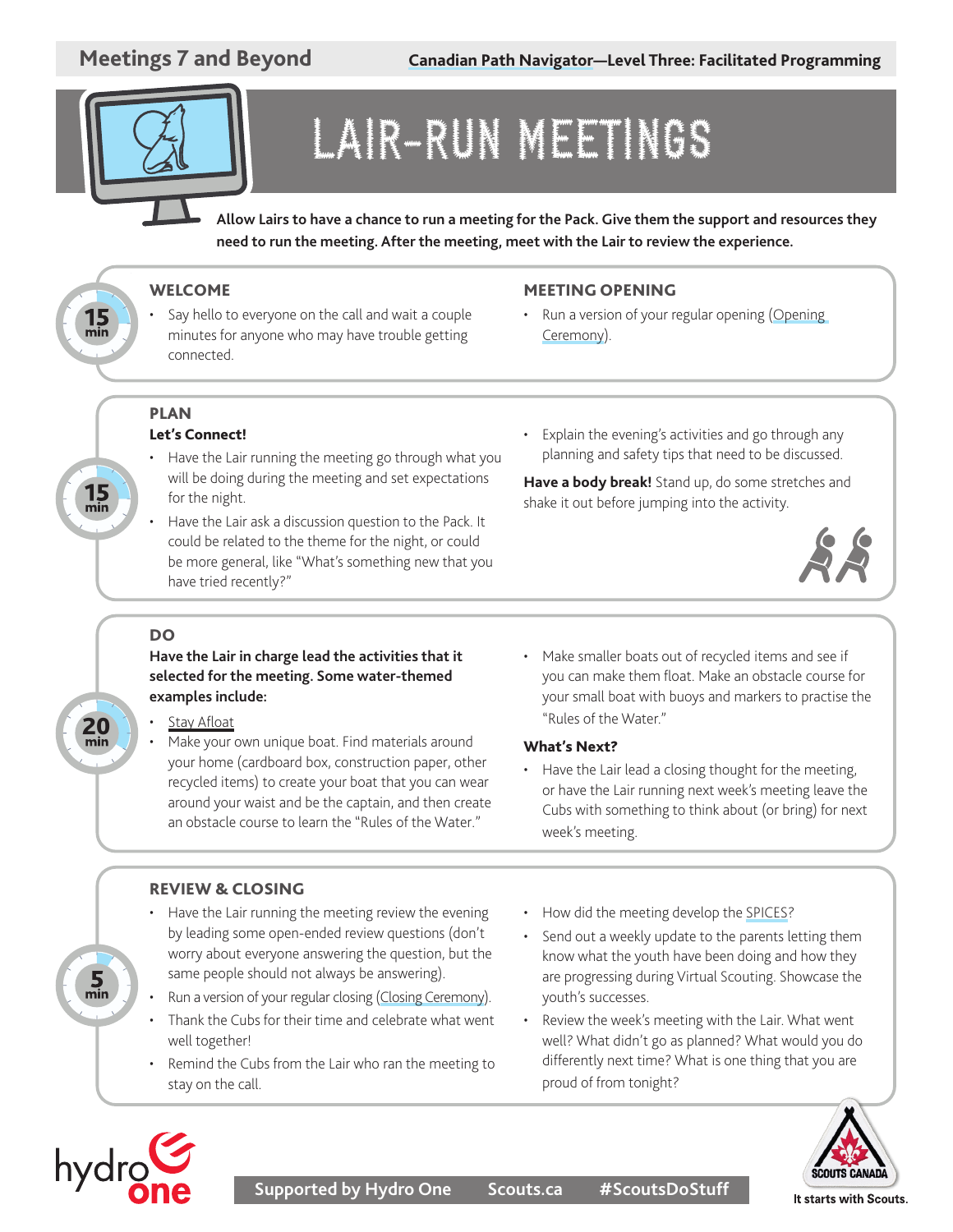Meetings 7 and Beyond

Canadian Path Navigator—Level Three: Facilitated Programming

# LAIR-RUN MEETINGS

**Allow Lairs to have a chance to run a meeting for the Pack. Give them the support and resources they need to run the meeting. After the meeting, meet with the Lair to review the experience.**

15 min

## WELCOME

- Say hello to everyone on the call and wait a couple minutes for anyone who may have trouble getting connected.

## MEETING OPENING

- Run a version of your regular opening (Opening Ceremony).

15 min

## PLAN

**Let's Connect!**

- Have the Lair running the meeting go through what you will be doing during the meeting and set expectations for the night.
- Have the Lair ask a discussion question to the Pack. It could be related to the theme for the night, or could be more general, like "What's something new that you have tried recently?"
- Explain the evening's activities and go through any planning and safety tips that need to be discussed.

**Have a body break!** Stand up, do some stretches and shake it out before jumping into the activity.

20 min

## DO

**Have the Lair in charge lead the activities that it selected for the meeting. Some water-themed examples include:**

- Stay Afloat
- Make your own unique boat. Find materials around your home (cardboard box, construction paper, other recycled items) to create your boat that you can wear around your waist and be the captain, and then create an obstacle course to learn the "Rules of the Water."
- Make smaller boats out of recycled items and see if you can make them float. Make an obstacle course for your small boat with buoys and markers to practise the "Rules of the Water."

**What's Next?**

- Have the Lair lead a closing thought for the meeting, or have the Lair running next week's meeting leave the Cubs with something to think about (or bring) for next week's meeting.

5 min

## REVIEW & CLOSING

- Have the Lair running the meeting review the evening by leading some open-ended review questions (don't worry about everyone answering the question, but the same people should not always be answering).
- Run a version of your regular closing (Closing Ceremony).
- Thank the Cubs for their time and celebrate what went well together!
- Remind the Cubs from the Lair who ran the meeting to stay on the call.
- How did the meeting develop the SPICES?
- Send out a weekly update to the parents letting them know what the youth have been doing and how they are progressing during Virtual Scouting. Showcase the youth's successes.
- Review the week's meeting with the Lair. What went well? What didn't go as planned? What would you do differently next time? What is one thing that you are proud of from tonight?

Supported by Hydro One Scouts.ca #ScoutsDoStuff

It starts with Scouts.